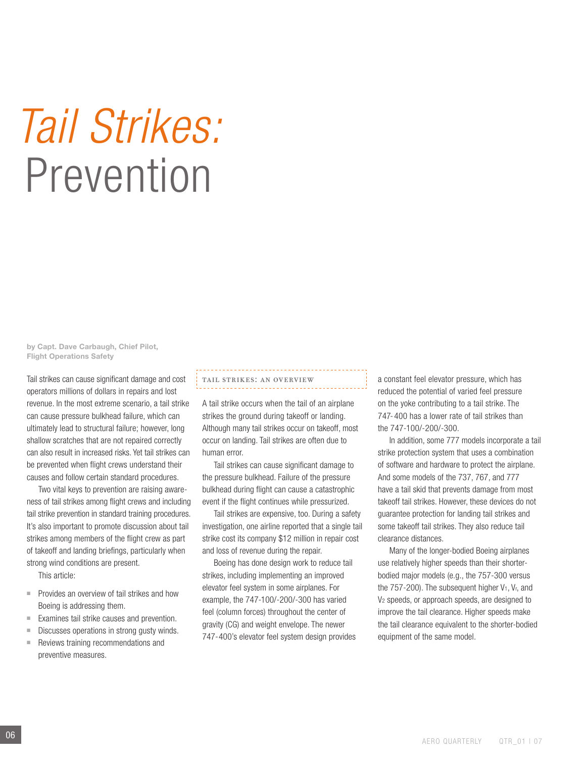# *Tail Strikes:* Prevention

**by Capt. Dave Carbaugh, Chief Pilot, Flight Operations Safety**

Tail strikes can cause significant damage and cost operators millions of dollars in repairs and lost revenue. In the most extreme scenario, a tail strike can cause pressure bulkhead failure, which can ultimately lead to structural failure; however, long shallow scratches that are not repaired correctly can also result in increased risks. Yet tail strikes can be prevented when flight crews understand their causes and follow certain standard procedures.

Two vital keys to prevention are raising awareness of tail strikes among flight crews and including tail strike prevention in standard training procedures. It's also important to promote discussion about tail strikes among members of the flight crew as part of takeoff and landing briefings, particularly when strong wind conditions are present.

This article:

- Provides an overview of tail strikes and how Boeing is addressing them.
- Examines tail strike causes and prevention.
- Discusses operations in strong gusty winds.
- Reviews training recommendations and preventive measures.

## TAIL STRIKES: AN OVERVIEW

A tail strike occurs when the tail of an airplane strikes the ground during takeoff or landing. Although many tail strikes occur on takeoff, most occur on landing. Tail strikes are often due to human error.

Tail strikes can cause significant damage to the pressure bulkhead. Failure of the pressure bulkhead during flight can cause a catastrophic event if the flight continues while pressurized.

Tail strikes are expensive, too. During a safety investigation, one airline reported that a single tail strike cost its company $12 million in repair cost and loss of revenue during the repair.

Boeing has done design work to reduce tail strikes, including implementing an improved elevator feel system in some airplanes. For example, the 747-100/-200/-300 has varied feel (column forces) throughout the center of gravity (CG) and weight envelope. The newer 747-400's elevator feel system design provides a constant feel elevator pressure, which has reduced the potential of varied feel pressure on the yoke contributing to a tail strike. The 747-400 has a lower rate of tail strikes than the 747-100/-200/-300.

In addition, some 777 models incorporate a tail strike protection system that uses a combination of software and hardware to protect the airplane. And some models of the 737, 767, and 777 have a tail skid that prevents damage from most takeoff tail strikes. However, these devices do not guarantee protection for landing tail strikes and some takeoff tail strikes. They also reduce tail clearance distances.

Many of the longer-bodied Boeing airplanes use relatively higher speeds than their shorter-bodied major models (e.g., the 757-300 versus the 757-200). The subsequent higher $V_1$, $V_r$, and $V_2$ speeds, or approach speeds, are designed to improve the tail clearance. Higher speeds make the tail clearance equivalent to the shorter-bodied equipment of the same model.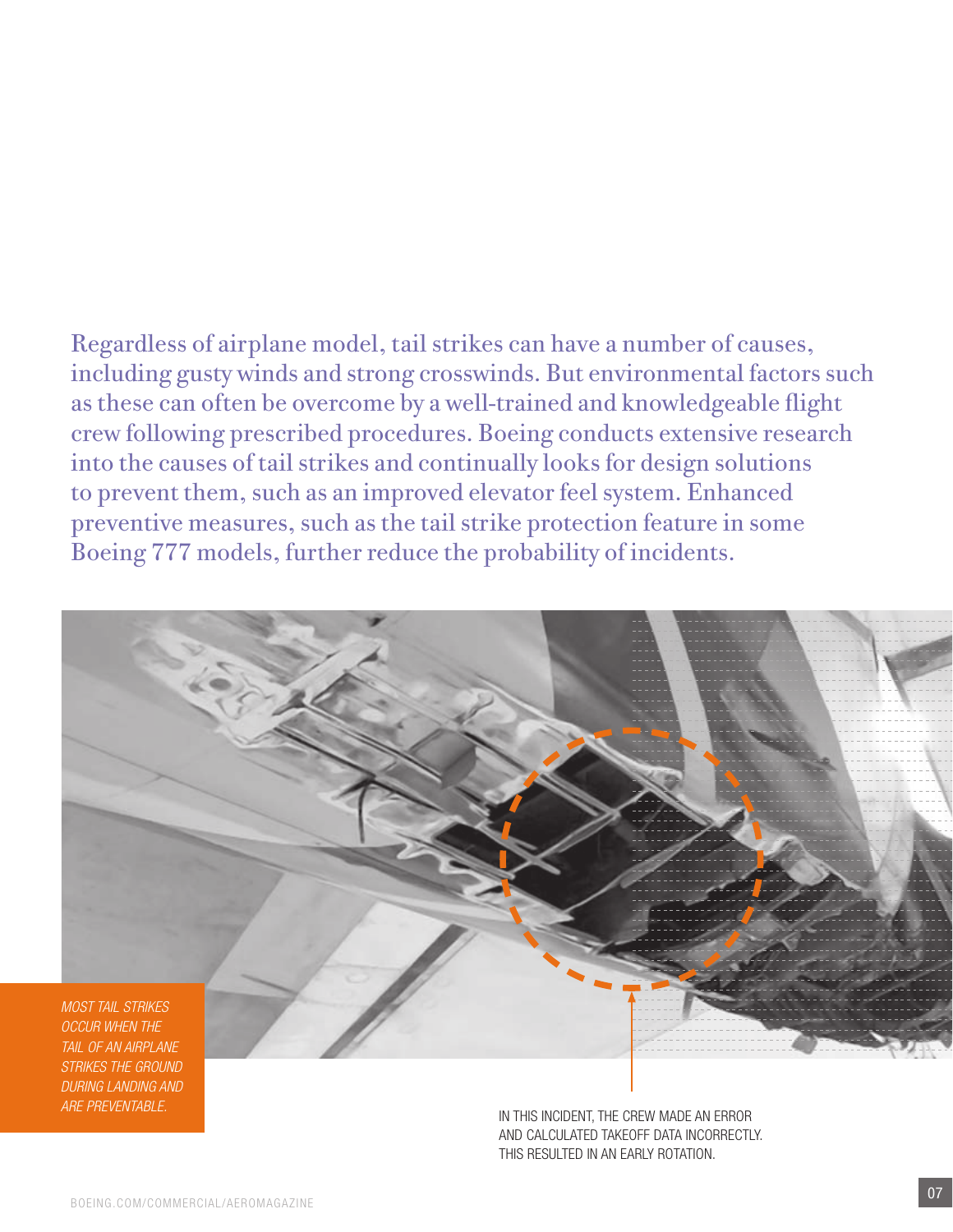Regardless of airplane model, tail strikes can have a number of causes, including gusty winds and strong crosswinds. But environmental factors such as these can often be overcome by a well-trained and knowledgeable flight crew following prescribed procedures. Boeing conducts extensive research into the causes of tail strikes and continually looks for design solutions to prevent them, such as an improved elevator feel system. Enhanced preventive measures, such as the tail strike protection feature in some Boeing 777 models, further reduce the probability of incidents.

*MOST TAIL STRIKES OCCUR WHEN THE TAIL OF AN AIRPLANE STRIKES THE GROUND DURING LANDING AND ARE PREVENTABLE.*

IN THIS INCIDENT, THE CREW MADE AN ERROR AND CALCULATED TAKEOFF DATA INCORRECTLY. THIS RESULTED IN AN EARLY ROTATION.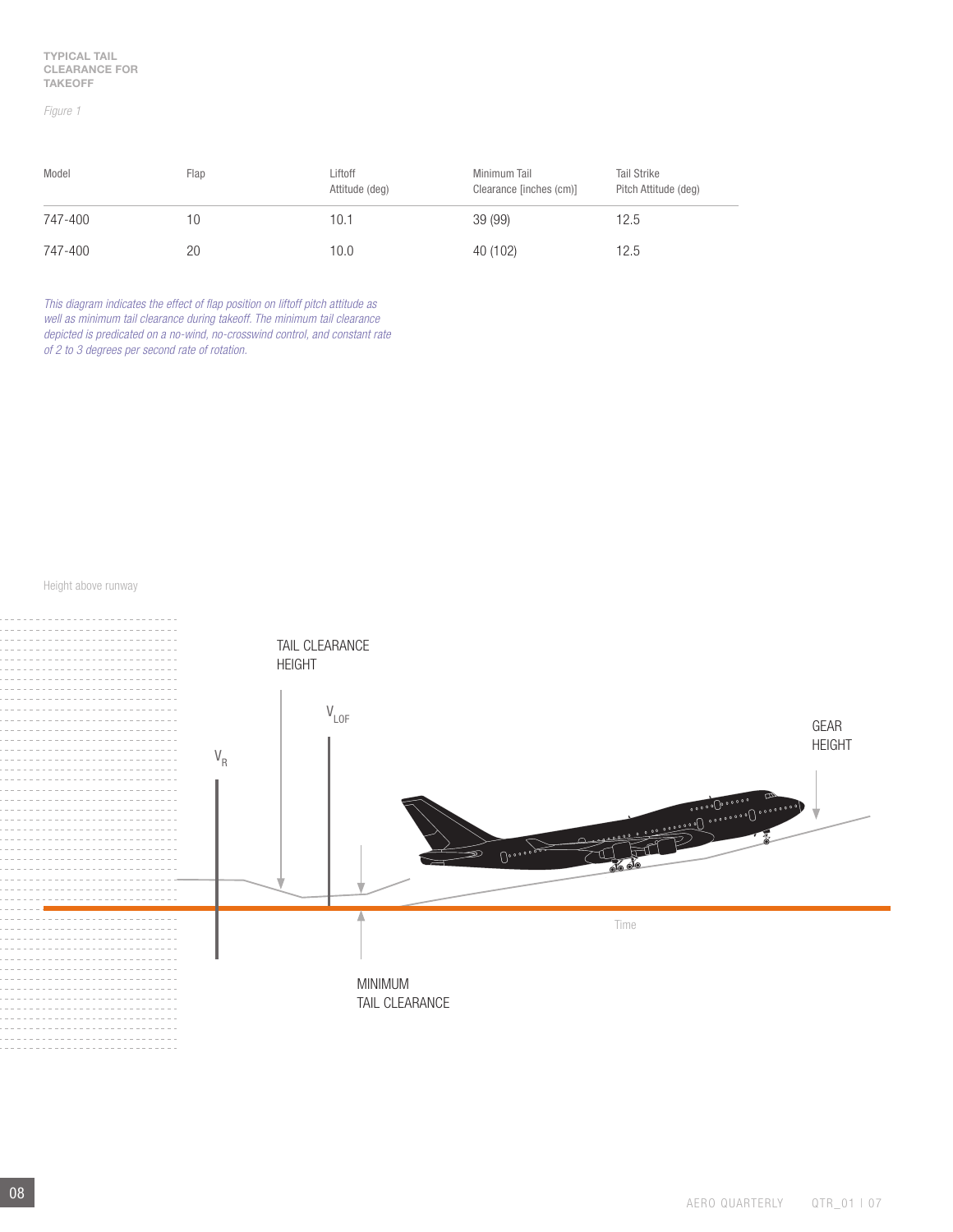**TYPICAL TAIL CLEARANCE FOR TAKEOFF**

*Figure 1*

| Model | Flap | Liftoff Attitude (deg) | Minimum Tail Clearance [inches (cm)] | Tail Strike Pitch Attitude (deg) |
|---|---|---|---|---|
| 747-400 | 10 | 10.1 | 39 (99) | 12.5 |
| 747-400 | 20 | 10.0 | 40 (102) | 12.5 |

*This diagram indicates the effect of flap position on liftoff pitch attitude as well as minimum tail clearance during takeoff. The minimum tail clearance depicted is predicated on a no-wind, no-crosswind control, and constant rate of 2 to 3 degrees per second rate of rotation.*

Height above runway

TAIL CLEARANCE HEIGHT

$V_{LOF}$

$V_R$

GEAR HEIGHT

Time

MINIMUM TAIL CLEARANCE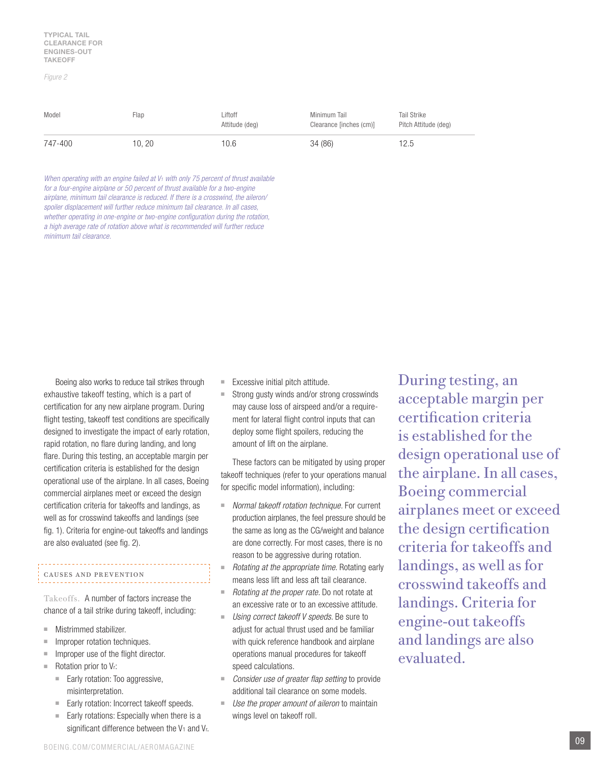**TYPICAL TAIL CLEARANCE FOR ENGINES-OUT TAKEOFF**

*Figure 2*

| Model | Flap | Liftoff Attitude (deg) | Minimum Tail Clearance [inches (cm)] | Tail Strike Pitch Attitude (deg) |
|---|---|---|---|---|
| 747-400 | 10, 20 | 10.6 | 34 (86) | 12.5 |

*When operating with an engine failed at $V_1$ with only 75 percent of thrust available for a four-engine airplane or 50 percent of thrust available for a two-engine airplane, minimum tail clearance is reduced. If there is a crosswind, the aileron/spoiler displacement will further reduce minimum tail clearance. In all cases, whether operating in one-engine or two-engine configuration during the rotation, a high average rate of rotation above what is recommended will further reduce minimum tail clearance.*

Boeing also works to reduce tail strikes through exhaustive takeoff testing, which is a part of certification for any new airplane program. During flight testing, takeoff test conditions are specifically designed to investigate the impact of early rotation, rapid rotation, no flare during landing, and long flare. During this testing, an acceptable margin per certification criteria is established for the design operational use of the airplane. In all cases, Boeing commercial airplanes meet or exceed the design certification criteria for takeoffs and landings, as well as for crosswind takeoffs and landings (see fig. 1). Criteria for engine-out takeoffs and landings are also evaluated (see fig. 2).

## CAUSES AND PREVENTION

Takeoffs. A number of factors increase the chance of a tail strike during takeoff, including:

- Mistrimmed stabilizer.
- Improper rotation techniques.
- Improper use of the flight director.
- Rotation prior to $V_r$:
  - Early rotation: Too aggressive, misinterpretation.
  - Early rotation: Incorrect takeoff speeds.
  - Early rotations: Especially when there is a significant difference between the $V_1$ and $V_r$.
- Excessive initial pitch attitude.
- Strong gusty winds and/or strong crosswinds may cause loss of airspeed and/or a requirement for lateral flight control inputs that can deploy some flight spoilers, reducing the amount of lift on the airplane.

These factors can be mitigated by using proper takeoff techniques (refer to your operations manual for specific model information), including:

- *Normal takeoff rotation technique.* For current production airplanes, the feel pressure should be the same as long as the CG/weight and balance are done correctly. For most cases, there is no reason to be aggressive during rotation.
- *Rotating at the appropriate time.* Rotating early means less lift and less aft tail clearance.
- *Rotating at the proper rate.* Do not rotate at an excessive rate or to an excessive attitude.
- *Using correct takeoff V speeds.* Be sure to adjust for actual thrust used and be familiar with quick reference handbook and airplane operations manual procedures for takeoff speed calculations.
- *Consider use of greater flap setting* to provide additional tail clearance on some models.
- *Use the proper amount of aileron* to maintain wings level on takeoff roll.

During testing, an acceptable margin per certification criteria is established for the design operational use of the airplane. In all cases, Boeing commercial airplanes meet or exceed the design certification criteria for takeoffs and landings, as well as for crosswind takeoffs and landings. Criteria for engine-out takeoffs and landings are also evaluated.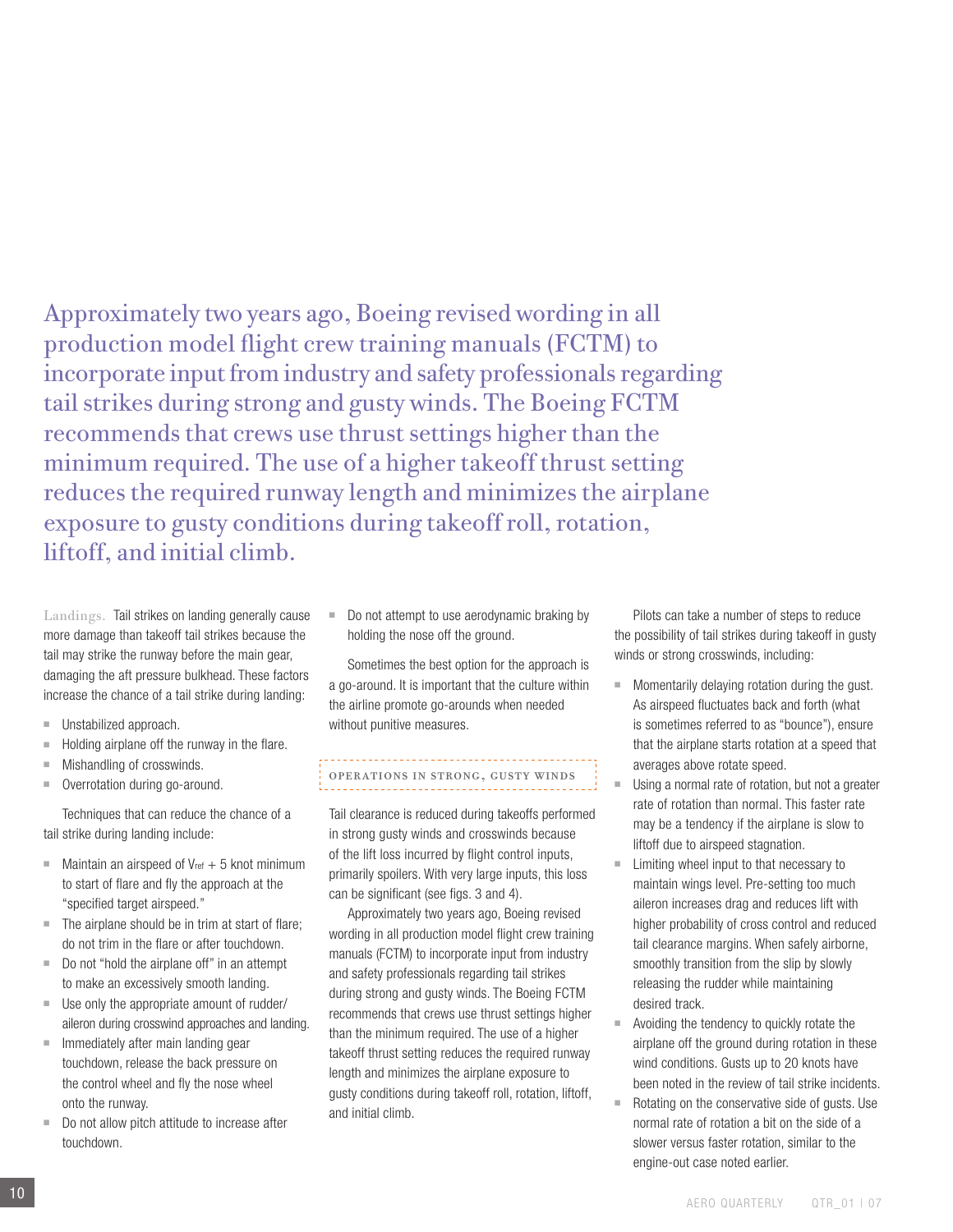> Approximately two years ago, Boeing revised wording in all production model flight crew training manuals (FCTM) to incorporate input from industry and safety professionals regarding tail strikes during strong and gusty winds. The Boeing FCTM recommends that crews use thrust settings higher than the minimum required. The use of a higher takeoff thrust setting reduces the required runway length and minimizes the airplane exposure to gusty conditions during takeoff roll, rotation, liftoff, and initial climb.

**Landings.** Tail strikes on landing generally cause more damage than takeoff tail strikes because the tail may strike the runway before the main gear, damaging the aft pressure bulkhead. These factors increase the chance of a tail strike during landing:

- Unstabilized approach.
- Holding airplane off the runway in the flare.
- Mishandling of crosswinds.
- Overrotation during go-around.

Techniques that can reduce the chance of a tail strike during landing include:

- Maintain an airspeed of $V_{ref}$ + 5 knot minimum to start of flare and fly the approach at the "specified target airspeed."
- The airplane should be in trim at start of flare; do not trim in the flare or after touchdown.
- Do not "hold the airplane off" in an attempt to make an excessively smooth landing.
- Use only the appropriate amount of rudder/aileron during crosswind approaches and landing.
- Immediately after main landing gear touchdown, release the back pressure on the control wheel and fly the nose wheel onto the runway.
- Do not allow pitch attitude to increase after touchdown.
- Do not attempt to use aerodynamic braking by holding the nose off the ground.

Sometimes the best option for the approach is a go-around. It is important that the culture within the airline promote go-arounds when needed without punitive measures.

## OPERATIONS IN STRONG, GUSTY WINDS

Tail clearance is reduced during takeoffs performed in strong gusty winds and crosswinds because of the lift loss incurred by flight control inputs, primarily spoilers. With very large inputs, this loss can be significant (see figs. 3 and 4).

Approximately two years ago, Boeing revised wording in all production model flight crew training manuals (FCTM) to incorporate input from industry and safety professionals regarding tail strikes during strong and gusty winds. The Boeing FCTM recommends that crews use thrust settings higher than the minimum required. The use of a higher takeoff thrust setting reduces the required runway length and minimizes the airplane exposure to gusty conditions during takeoff roll, rotation, liftoff, and initial climb.

Pilots can take a number of steps to reduce the possibility of tail strikes during takeoff in gusty winds or strong crosswinds, including:

- Momentarily delaying rotation during the gust. As airspeed fluctuates back and forth (what is sometimes referred to as "bounce"), ensure that the airplane starts rotation at a speed that averages above rotate speed.
- Using a normal rate of rotation, but not a greater rate of rotation than normal. This faster rate may be a tendency if the airplane is slow to liftoff due to airspeed stagnation.
- Limiting wheel input to that necessary to maintain wings level. Pre-setting too much aileron increases drag and reduces lift with higher probability of cross control and reduced tail clearance margins. When safely airborne, smoothly transition from the slip by slowly releasing the rudder while maintaining desired track.
- Avoiding the tendency to quickly rotate the airplane off the ground during rotation in these wind conditions. Gusts up to 20 knots have been noted in the review of tail strike incidents.
- Rotating on the conservative side of gusts. Use normal rate of rotation a bit on the side of a slower versus faster rotation, similar to the engine-out case noted earlier.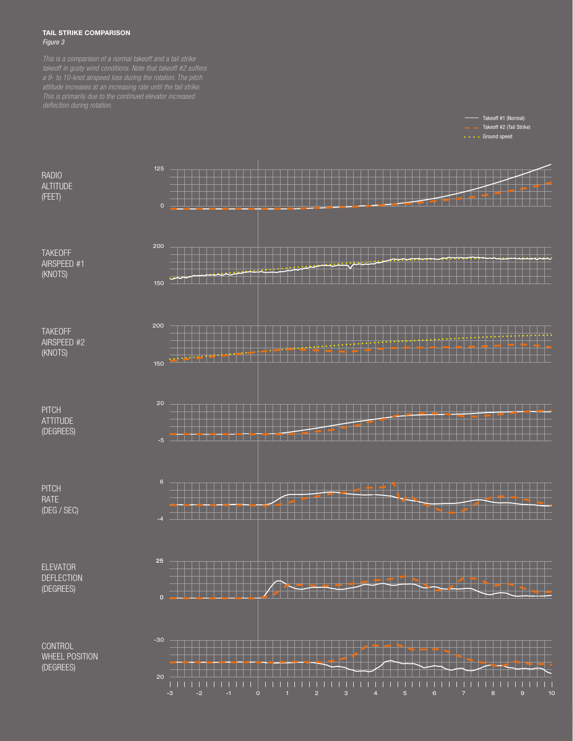**TAIL STRIKE COMPARISON**

*Figure 3*

*This is a comparison of a normal takeoff and a tail strike takeoff in gusty wind conditions. Note that takeoff #2 suffers a 9- to 10-knot airspeed loss during the rotation. The pitch attitude increases at an increasing rate until the tail strike. This is primarily due to the continued elevator increased deflection during rotation.*

Takeoff #1 (Normal)
Takeoff #2 (Tail Strike)
Ground speed

RADIO ALTITUDE (FEET)

TAKEOFF AIRSPEED #1 (KNOTS)

TAKEOFF AIRSPEED #2 (KNOTS)

PITCH ATTITUDE (DEGREES)

PITCH RATE (DEG / SEC)

ELEVATOR DEFLECTION (DEGREES)

CONTROL WHEEL POSITION (DEGREES)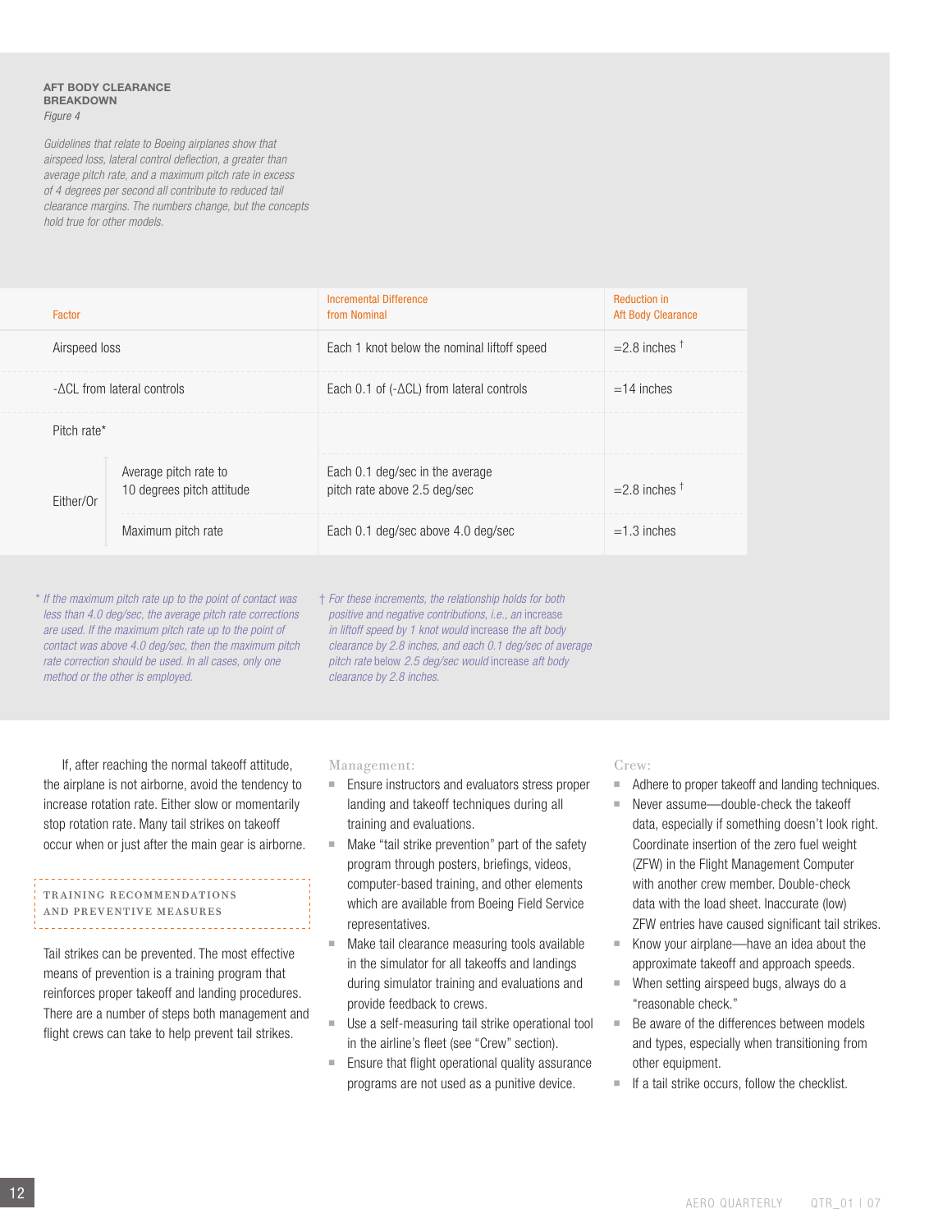**AFT BODY CLEARANCE BREAKDOWN**

*Figure 4*

*Guidelines that relate to Boeing airplanes show that airspeed loss, lateral control deflection, a greater than average pitch rate, and a maximum pitch rate in excess of 4 degrees per second all contribute to reduced tail clearance margins. The numbers change, but the concepts hold true for other models.*

| Factor | | Incremental Difference from Nominal | Reduction in Aft Body Clearance |
|---|---|---|---|
| Airspeed loss | | Each 1 knot below the nominal liftoff speed | =2.8 inches † |
| -ΔCL from lateral controls | | Each 0.1 of (-ΔCL) from lateral controls | =14 inches |
| Pitch rate* | | | |
| Either/Or | Average pitch rate to 10 degrees pitch attitude | Each 0.1 deg/sec in the average pitch rate above 2.5 deg/sec | =2.8 inches † |
| | Maximum pitch rate | Each 0.1 deg/sec above 4.0 deg/sec | =1.3 inches |

\* *If the maximum pitch rate up to the point of contact was less than 4.0 deg/sec, the average pitch rate corrections are used. If the maximum pitch rate up to the point of contact was above 4.0 deg/sec, then the maximum pitch rate correction should be used. In all cases, only one method or the other is employed.*

† *For these increments, the relationship holds for both positive and negative contributions, i.e., an* increase *in liftoff speed by 1 knot would* increase *the aft body clearance by 2.8 inches, and each 0.1 deg/sec of average pitch rate* below *2.5 deg/sec would* increase *aft body clearance by 2.8 inches.*

If, after reaching the normal takeoff attitude, the airplane is not airborne, avoid the tendency to increase rotation rate. Either slow or momentarily stop rotation rate. Many tail strikes on takeoff occur when or just after the main gear is airborne.

## TRAINING RECOMMENDATIONS AND PREVENTIVE MEASURES

Tail strikes can be prevented. The most effective means of prevention is a training program that reinforces proper takeoff and landing procedures. There are a number of steps both management and flight crews can take to help prevent tail strikes.

Management:

- Ensure instructors and evaluators stress proper landing and takeoff techniques during all training and evaluations.
- Make "tail strike prevention" part of the safety program through posters, briefings, videos, computer-based training, and other elements which are available from Boeing Field Service representatives.
- Make tail clearance measuring tools available in the simulator for all takeoffs and landings during simulator training and evaluations and provide feedback to crews.
- Use a self-measuring tail strike operational tool in the airline's fleet (see "Crew" section).
- Ensure that flight operational quality assurance programs are not used as a punitive device.

Crew:

- Adhere to proper takeoff and landing techniques.
- Never assume—double-check the takeoff data, especially if something doesn't look right. Coordinate insertion of the zero fuel weight (ZFW) in the Flight Management Computer with another crew member. Double-check data with the load sheet. Inaccurate (low) ZFW entries have caused significant tail strikes.
- Know your airplane—have an idea about the approximate takeoff and approach speeds.
- When setting airspeed bugs, always do a "reasonable check."
- Be aware of the differences between models and types, especially when transitioning from other equipment.
- If a tail strike occurs, follow the checklist.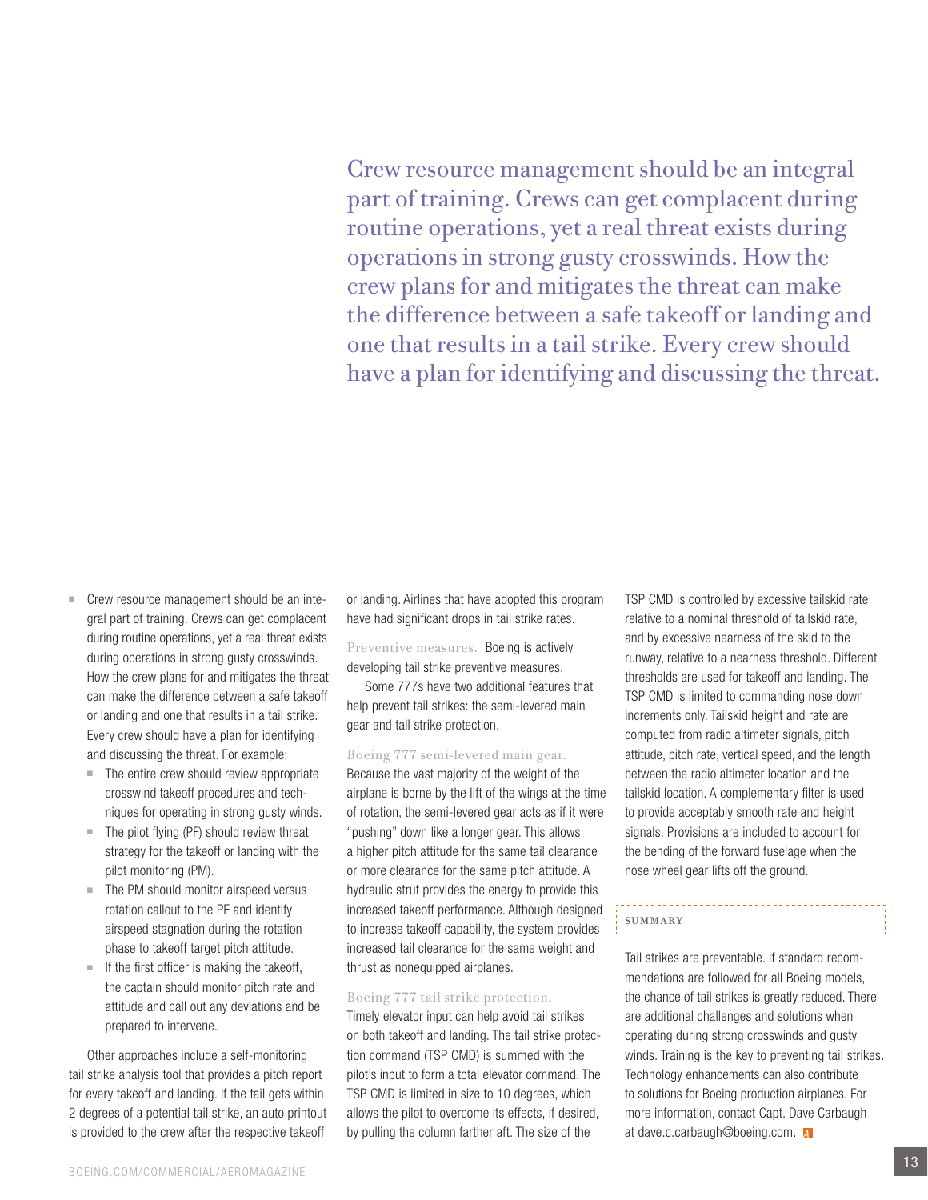Crew resource management should be an integral part of training. Crews can get complacent during routine operations, yet a real threat exists during operations in strong gusty crosswinds. How the crew plans for and mitigates the threat can make the difference between a safe takeoff or landing and one that results in a tail strike. Every crew should have a plan for identifying and discussing the threat.

- Crew resource management should be an integral part of training. Crews can get complacent during routine operations, yet a real threat exists during operations in strong gusty crosswinds. How the crew plans for and mitigates the threat can make the difference between a safe takeoff or landing and one that results in a tail strike. Every crew should have a plan for identifying and discussing the threat. For example:
  - The entire crew should review appropriate crosswind takeoff procedures and techniques for operating in strong gusty winds.
  - The pilot flying (PF) should review threat strategy for the takeoff or landing with the pilot monitoring (PM).
  - The PM should monitor airspeed versus rotation callout to the PF and identify airspeed stagnation during the rotation phase to takeoff target pitch attitude.
  - If the first officer is making the takeoff, the captain should monitor pitch rate and attitude and call out any deviations and be prepared to intervene.

Other approaches include a self-monitoring tail strike analysis tool that provides a pitch report for every takeoff and landing. If the tail gets within 2 degrees of a potential tail strike, an auto printout is provided to the crew after the respective takeoff or landing. Airlines that have adopted this program have had significant drops in tail strike rates.

**Preventive measures.** Boeing is actively developing tail strike preventive measures.

Some 777s have two additional features that help prevent tail strikes: the semi-levered main gear and tail strike protection.

**Boeing 777 semi-levered main gear.** Because the vast majority of the weight of the airplane is borne by the lift of the wings at the time of rotation, the semi-levered gear acts as if it were "pushing" down like a longer gear. This allows a higher pitch attitude for the same tail clearance or more clearance for the same pitch attitude. A hydraulic strut provides the energy to provide this increased takeoff performance. Although designed to increase takeoff capability, the system provides increased tail clearance for the same weight and thrust as nonequipped airplanes.

**Boeing 777 tail strike protection.** Timely elevator input can help avoid tail strikes on both takeoff and landing. The tail strike protection command (TSP CMD) is summed with the pilot's input to form a total elevator command. The TSP CMD is limited in size to 10 degrees, which allows the pilot to overcome its effects, if desired, by pulling the column farther aft. The size of the TSP CMD is controlled by excessive tailskid rate relative to a nominal threshold of tailskid rate, and by excessive nearness of the skid to the runway, relative to a nearness threshold. Different thresholds are used for takeoff and landing. The TSP CMD is limited to commanding nose down increments only. Tailskid height and rate are computed from radio altimeter signals, pitch attitude, pitch rate, vertical speed, and the length between the radio altimeter location and the tailskid location. A complementary filter is used to provide acceptably smooth rate and height signals. Provisions are included to account for the bending of the forward fuselage when the nose wheel gear lifts off the ground.

## SUMMARY

Tail strikes are preventable. If standard recommendations are followed for all Boeing models, the chance of tail strikes is greatly reduced. There are additional challenges and solutions when operating during strong crosswinds and gusty winds. Training is the key to preventing tail strikes. Technology enhancements can also contribute to solutions for Boeing production airplanes. For more information, contact Capt. Dave Carbaugh at dave.c.carbaugh@boeing.com.